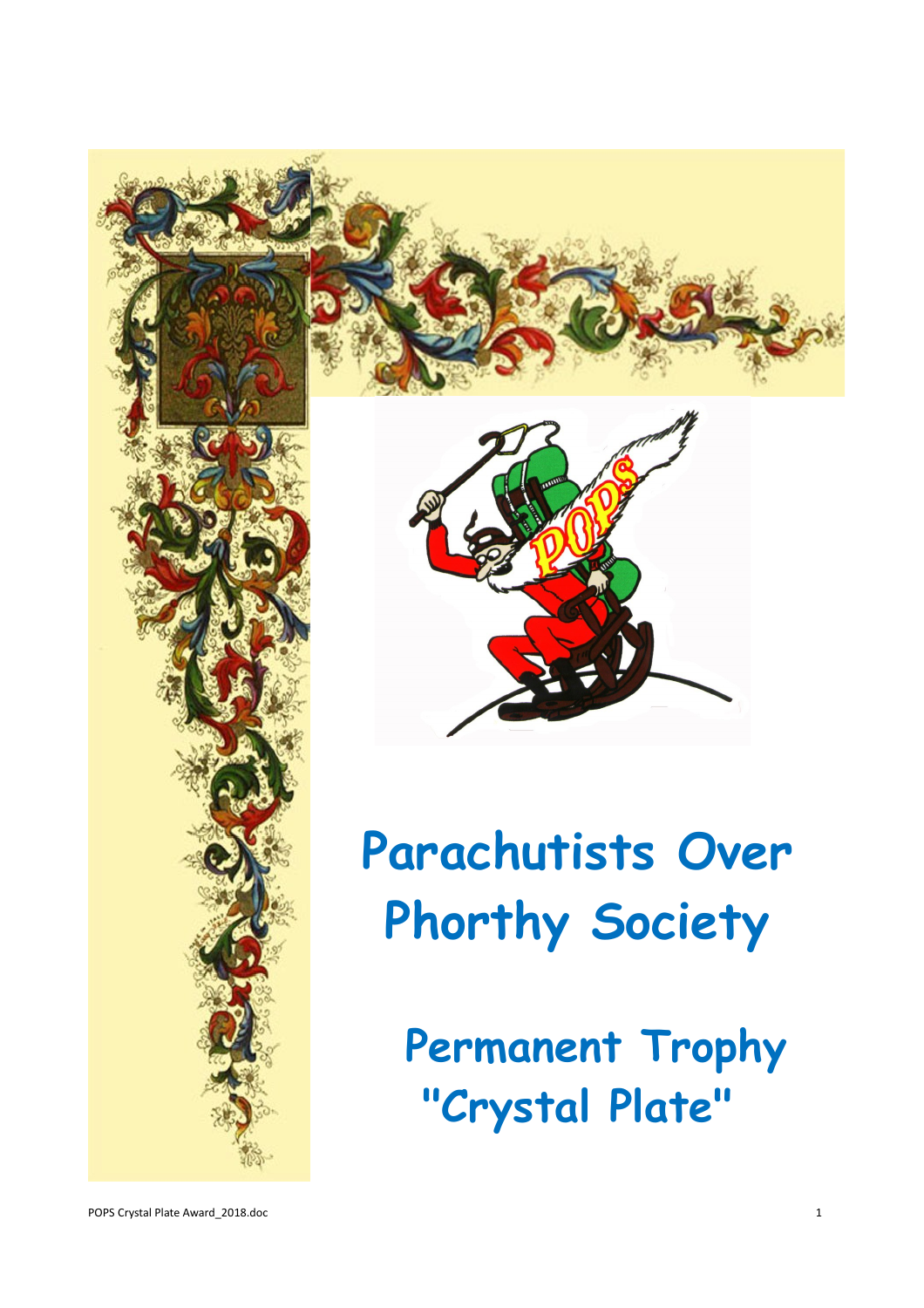# Parachutists Over Phorthy Society

## Permanent Trophy "Crystal Plate"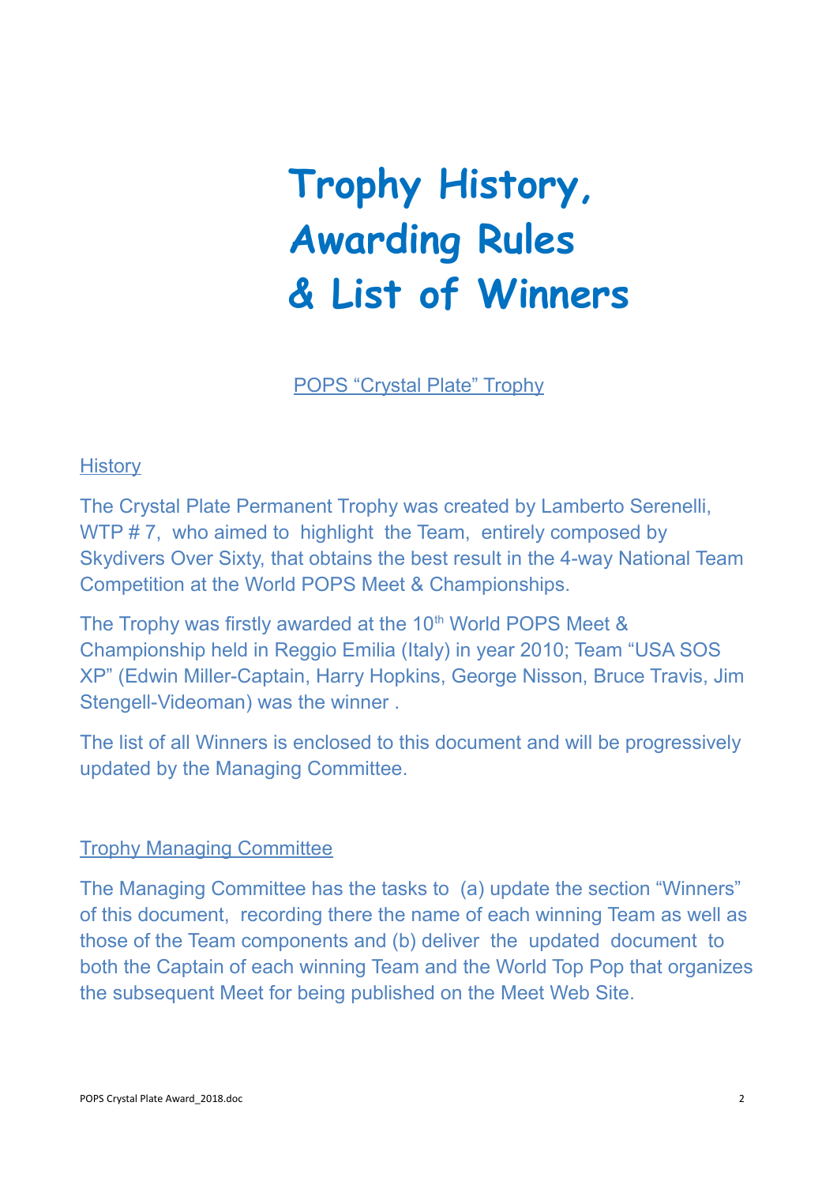# Trophy History, Awarding Rules & List of Winners

POPS “Crystal Plate” Trophy

## History

The Crystal Plate Permanent Trophy was created by Lamberto Serenelli, WTP # 7, who aimed to highlight the Team, entirely composed by Skydivers Over Sixty, that obtains the best result in the 4-way National Team Competition at the World POPS Meet & Championships.

The Trophy was firstly awarded at the 10th World POPS Meet & Championship held in Reggio Emilia (Italy) in year 2010; Team “USA SOS XP” (Edwin Miller-Captain, Harry Hopkins, George Nisson, Bruce Travis, Jim Stengell-Videoman) was the winner .

The list of all Winners is enclosed to this document and will be progressively updated by the Managing Committee.

## Trophy Managing Committee

The Managing Committee has the tasks to (a) update the section “Winners” of this document, recording there the name of each winning Team as well as those of the Team components and (b) deliver the updated document to both the Captain of each winning Team and the World Top Pop that organizes the subsequent Meet for being published on the Meet Web Site.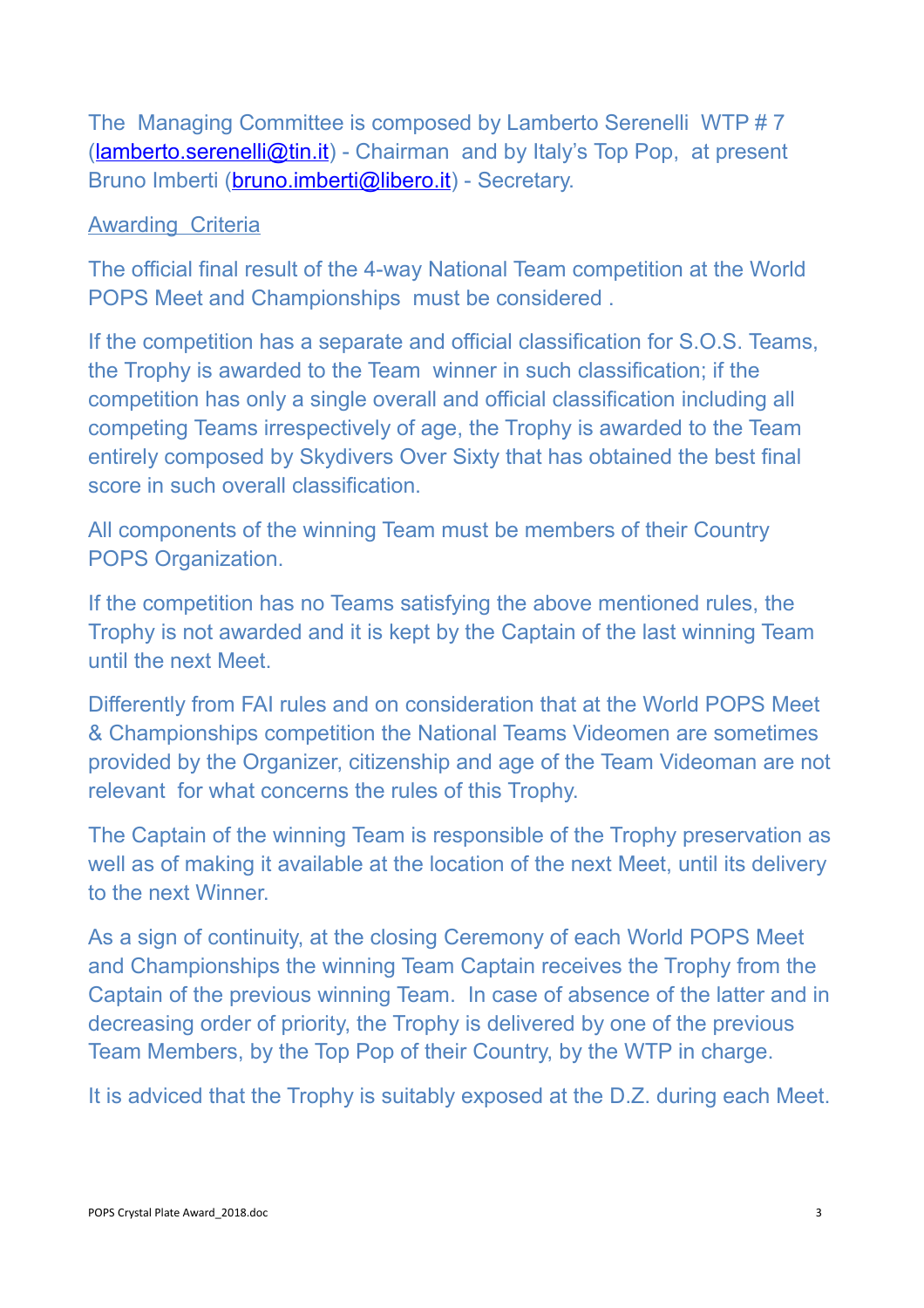The Managing Committee is composed by Lamberto Serenelli WTP # 7 ([lamberto.serenelli@tin.it](mailto:lamberto.serenelli@tin.it)) - Chairman and by Italy's Top Pop, at present Bruno Imberti ([bruno.imberti@libero.it](mailto:bruno.imberti@libero.it)) - Secretary.

Awarding Criteria

The official final result of the 4-way National Team competition at the World POPS Meet and Championships must be considered .

If the competition has a separate and official classification for S.O.S. Teams, the Trophy is awarded to the Team winner in such classification; if the competition has only a single overall and official classification including all competing Teams irrespectively of age, the Trophy is awarded to the Team entirely composed by Skydivers Over Sixty that has obtained the best final score in such overall classification.

All components of the winning Team must be members of their Country POPS Organization.

If the competition has no Teams satisfying the above mentioned rules, the Trophy is not awarded and it is kept by the Captain of the last winning Team until the next Meet.

Differently from FAI rules and on consideration that at the World POPS Meet & Championships competition the National Teams Videomen are sometimes provided by the Organizer, citizenship and age of the Team Videoman are not relevant for what concerns the rules of this Trophy.

The Captain of the winning Team is responsible of the Trophy preservation as well as of making it available at the location of the next Meet, until its delivery to the next Winner.

As a sign of continuity, at the closing Ceremony of each World POPS Meet and Championships the winning Team Captain receives the Trophy from the Captain of the previous winning Team. In case of absence of the latter and in decreasing order of priority, the Trophy is delivered by one of the previous Team Members, by the Top Pop of their Country, by the WTP in charge.

It is adviced that the Trophy is suitably exposed at the D.Z. during each Meet.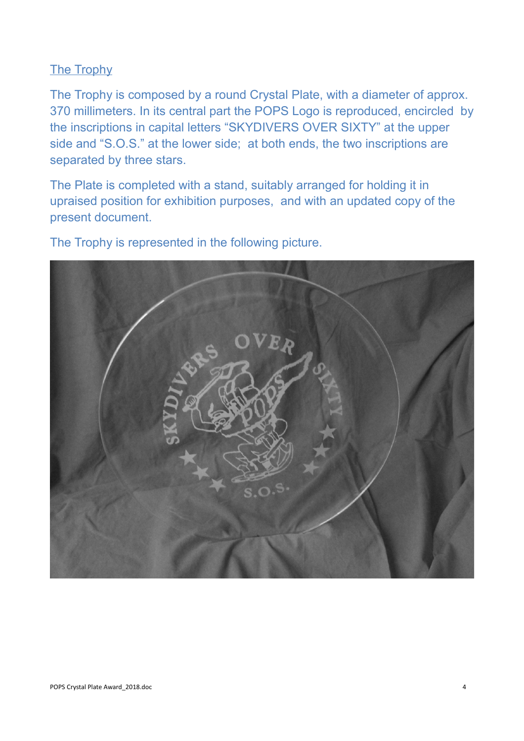## The Trophy

The Trophy is composed by a round Crystal Plate, with a diameter of approx. 370 millimeters. In its central part the POPS Logo is reproduced, encircled by the inscriptions in capital letters “SKYDIVERS OVER SIXTY” at the upper side and “S.O.S.” at the lower side; at both ends, the two inscriptions are separated by three stars.

The Plate is completed with a stand, suitably arranged for holding it in upraised position for exhibition purposes, and with an updated copy of the present document.

The Trophy is represented in the following picture.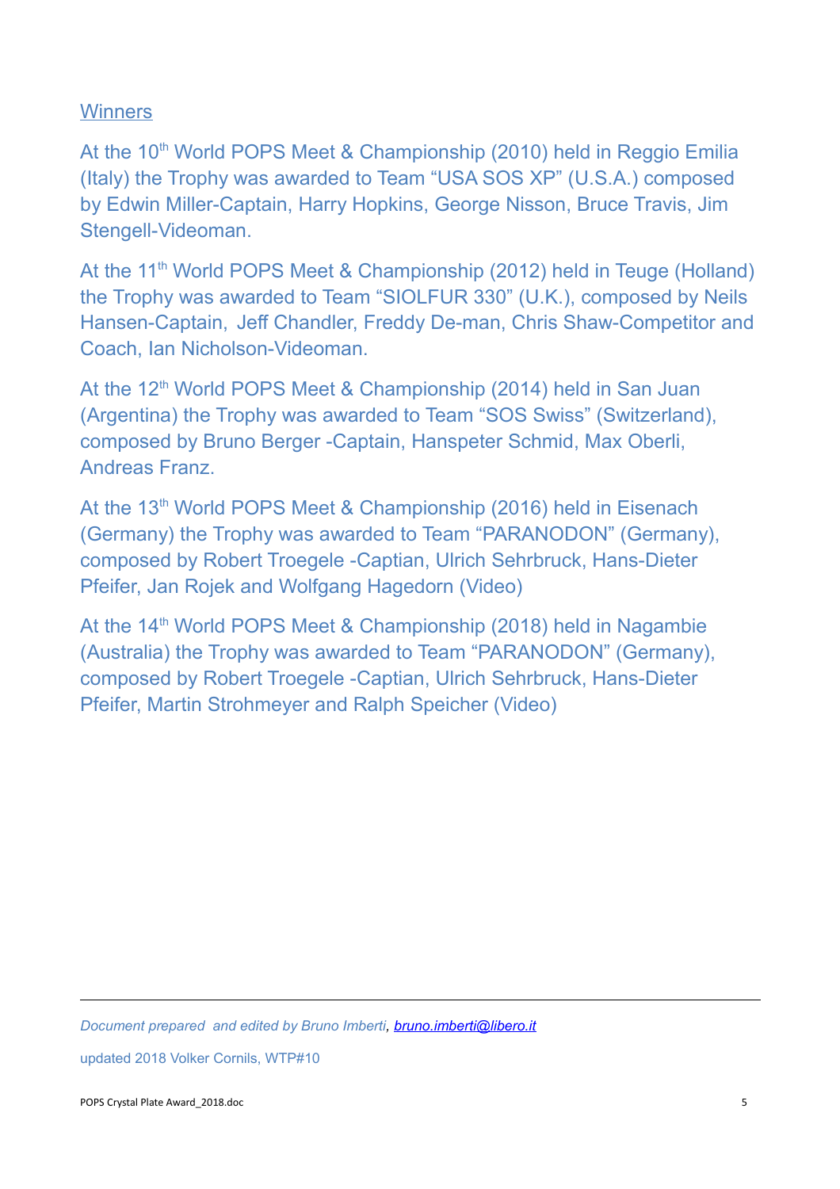Winners

At the 10th World POPS Meet & Championship (2010) held in Reggio Emilia (Italy) the Trophy was awarded to Team "USA SOS XP" (U.S.A.) composed by Edwin Miller-Captain, Harry Hopkins, George Nisson, Bruce Travis, Jim Stengell-Videoman.

At the 11th World POPS Meet & Championship (2012) held in Teuge (Holland) the Trophy was awarded to Team "SIOLFUR 330" (U.K.), composed by Neils Hansen-Captain, Jeff Chandler, Freddy De-man, Chris Shaw-Competitor and Coach, Ian Nicholson-Videoman.

At the 12th World POPS Meet & Championship (2014) held in San Juan (Argentina) the Trophy was awarded to Team "SOS Swiss" (Switzerland), composed by Bruno Berger -Captain, Hanspeter Schmid, Max Oberli, Andreas Franz.

At the 13th World POPS Meet & Championship (2016) held in Eisenach (Germany) the Trophy was awarded to Team "PARANODON" (Germany), composed by Robert Troegele -Captian, Ulrich Sehrbruck, Hans-Dieter Pfeifer, Jan Rojek and Wolfgang Hagedorn (Video)

At the 14th World POPS Meet & Championship (2018) held in Nagambie (Australia) the Trophy was awarded to Team "PARANODON" (Germany), composed by Robert Troegele -Captian, Ulrich Sehrbruck, Hans-Dieter Pfeifer, Martin Strohmeyer and Ralph Speicher (Video)

---

*Document prepared and edited by Bruno Imberti, bruno.imberti@libero.it*

updated 2018 Volker Cornils, WTP#10